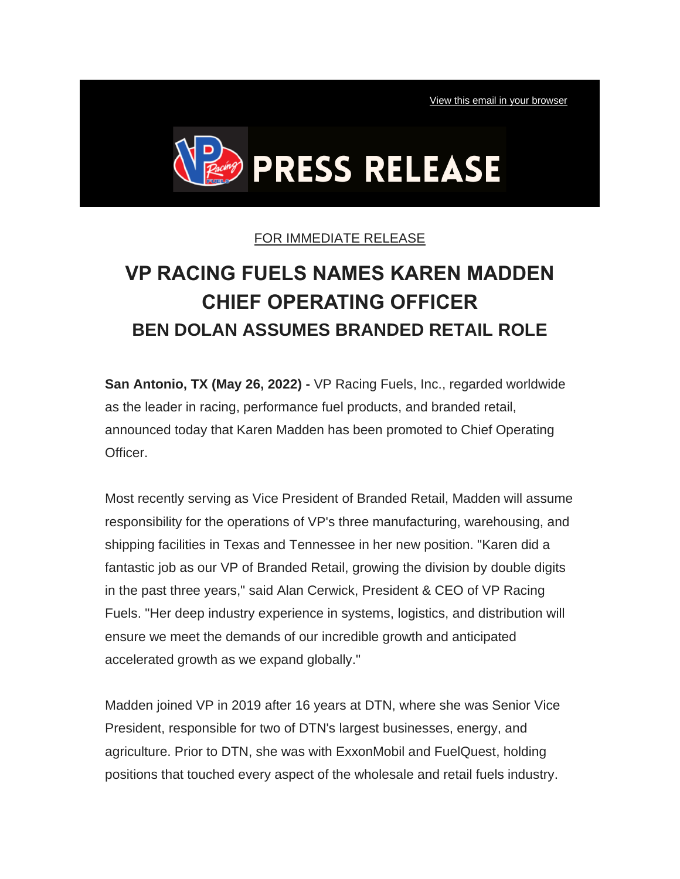View this email in your browser

# PRESS RELEASE

FOR IMMEDIATE RELEASE

# VP RACING FUELS NAMES KAREN MADDEN CHIEF OPERATING OFFICER

## BEN DOLAN ASSUMES BRANDED RETAIL ROLE

**San Antonio, TX (May 26, 2022) -** VP Racing Fuels, Inc., regarded worldwide as the leader in racing, performance fuel products, and branded retail, announced today that Karen Madden has been promoted to Chief Operating Officer.

Most recently serving as Vice President of Branded Retail, Madden will assume responsibility for the operations of VP's three manufacturing, warehousing, and shipping facilities in Texas and Tennessee in her new position. "Karen did a fantastic job as our VP of Branded Retail, growing the division by double digits in the past three years," said Alan Cerwick, President & CEO of VP Racing Fuels. "Her deep industry experience in systems, logistics, and distribution will ensure we meet the demands of our incredible growth and anticipated accelerated growth as we expand globally."

Madden joined VP in 2019 after 16 years at DTN, where she was Senior Vice President, responsible for two of DTN's largest businesses, energy, and agriculture. Prior to DTN, she was with ExxonMobil and FuelQuest, holding positions that touched every aspect of the wholesale and retail fuels industry.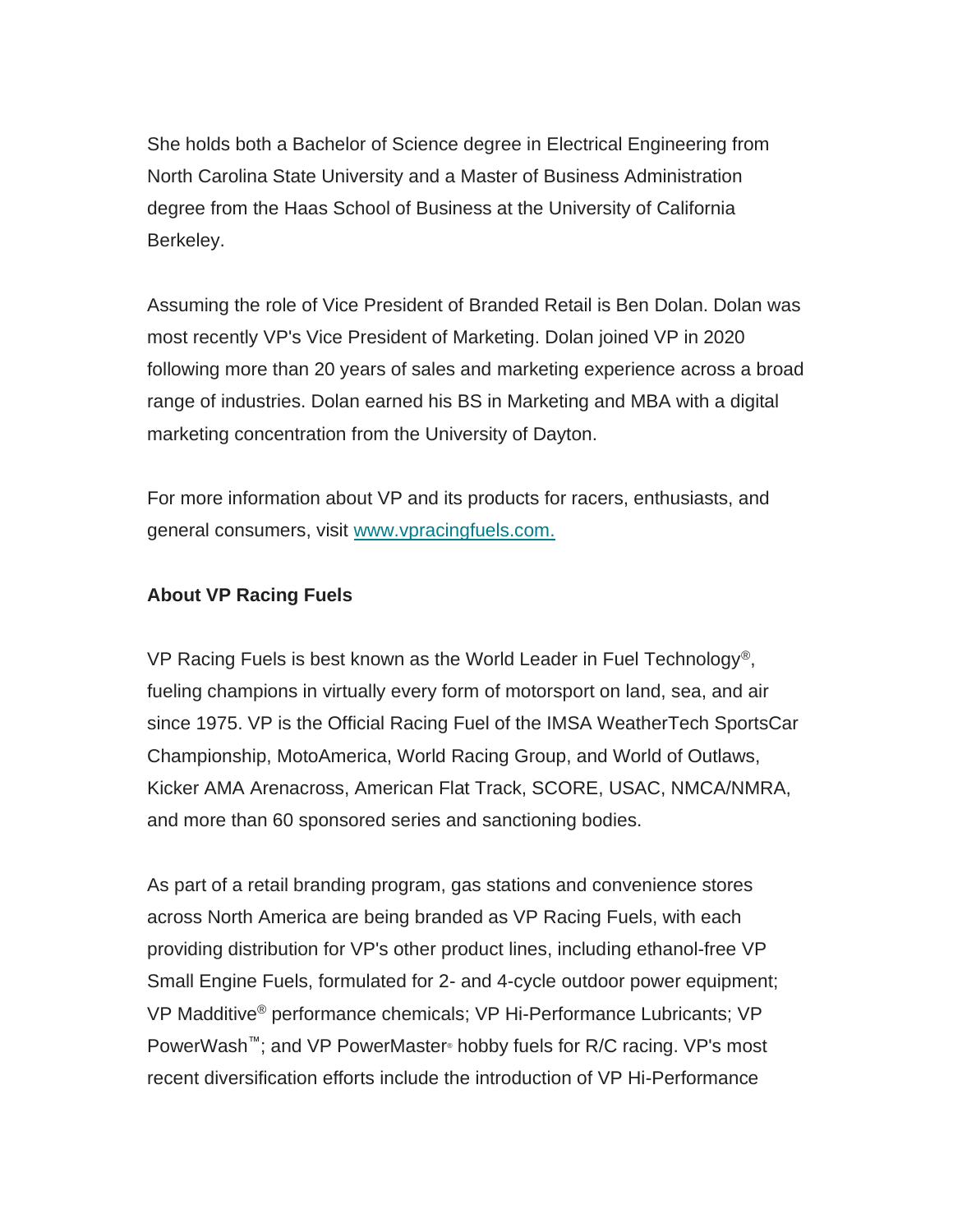She holds both a Bachelor of Science degree in Electrical Engineering from North Carolina State University and a Master of Business Administration degree from the Haas School of Business at the University of California Berkeley.

Assuming the role of Vice President of Branded Retail is Ben Dolan. Dolan was most recently VP's Vice President of Marketing. Dolan joined VP in 2020 following more than 20 years of sales and marketing experience across a broad range of industries. Dolan earned his BS in Marketing and MBA with a digital marketing concentration from the University of Dayton.

For more information about VP and its products for racers, enthusiasts, and general consumers, visit [www.vpracingfuels.com.](http://www.vpracingfuels.com)

**About VP Racing Fuels**

VP Racing Fuels is best known as the World Leader in Fuel Technology®, fueling champions in virtually every form of motorsport on land, sea, and air since 1975. VP is the Official Racing Fuel of the IMSA WeatherTech SportsCar Championship, MotoAmerica, World Racing Group, and World of Outlaws, Kicker AMA Arenacross, American Flat Track, SCORE, USAC, NMCA/NMRA, and more than 60 sponsored series and sanctioning bodies.

As part of a retail branding program, gas stations and convenience stores across North America are being branded as VP Racing Fuels, with each providing distribution for VP's other product lines, including ethanol-free VP Small Engine Fuels, formulated for 2- and 4-cycle outdoor power equipment; VP Madditive® performance chemicals; VP Hi-Performance Lubricants; VP PowerWash™; and VP PowerMaster® hobby fuels for R/C racing. VP's most recent diversification efforts include the introduction of VP Hi-Performance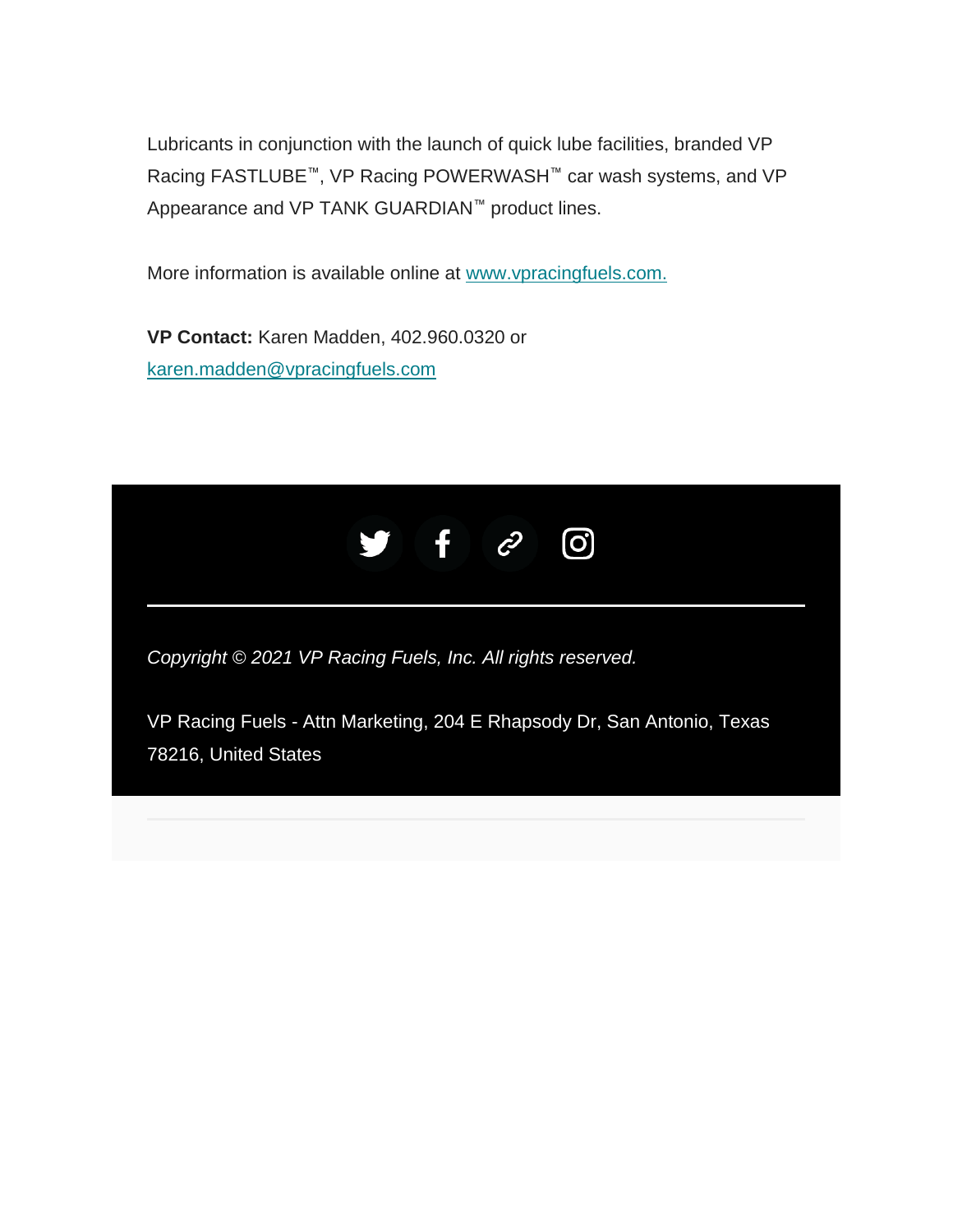Lubricants in conjunction with the launch of quick lube facilities, branded VP Racing FASTLUBE™, VP Racing POWERWASH™ car wash systems, and VP Appearance and VP TANK GUARDIAN™ product lines.

More information is available online at [www.vpracingfuels.com.](http://www.vpracingfuels.com)

**VP Contact:** Karen Madden, 402.960.0320 or [karen.madden@vpracingfuels.com](mailto:karen.madden@vpracingfuels.com)

*Copyright © 2021 VP Racing Fuels, Inc. All rights reserved.*

VP Racing Fuels - Attn Marketing, 204 E Rhapsody Dr, San Antonio, Texas 78216, United States